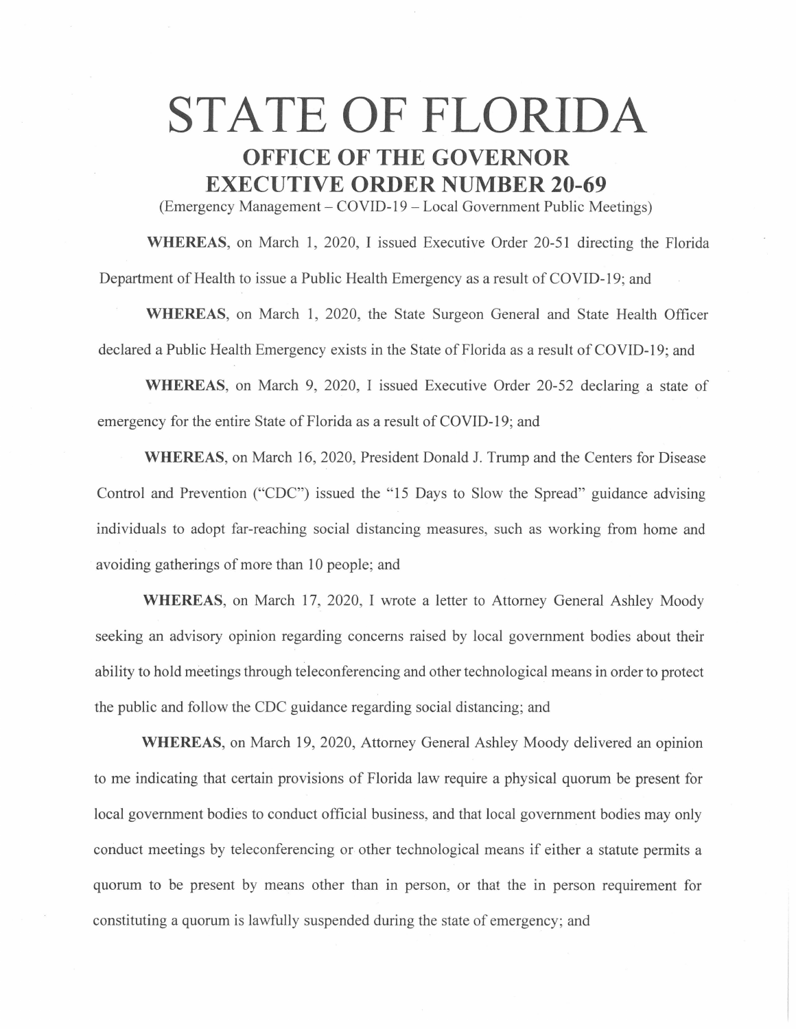# STATE OF FLORIDA

## OFFICE OF THE GOVERNOR

## EXECUTIVE ORDER NUMBER 20-69

(Emergency Management – COVID-19 – Local Government Public Meetings)

**WHEREAS**, on March 1, 2020, I issued Executive Order 20-51 directing the Florida Department of Health to issue a Public Health Emergency as a result of COVID-19; and

**WHEREAS**, on March 1, 2020, the State Surgeon General and State Health Officer declared a Public Health Emergency exists in the State of Florida as a result of COVID-19; and

**WHEREAS**, on March 9, 2020, I issued Executive Order 20-52 declaring a state of emergency for the entire State of Florida as a result of COVID-19; and

**WHEREAS**, on March 16, 2020, President Donald J. Trump and the Centers for Disease Control and Prevention ("CDC") issued the "15 Days to Slow the Spread" guidance advising individuals to adopt far-reaching social distancing measures, such as working from home and avoiding gatherings of more than 10 people; and

**WHEREAS**, on March 17, 2020, I wrote a letter to Attorney General Ashley Moody seeking an advisory opinion regarding concerns raised by local government bodies about their ability to hold meetings through teleconferencing and other technological means in order to protect the public and follow the CDC guidance regarding social distancing; and

**WHEREAS**, on March 19, 2020, Attorney General Ashley Moody delivered an opinion to me indicating that certain provisions of Florida law require a physical quorum be present for local government bodies to conduct official business, and that local government bodies may only conduct meetings by teleconferencing or other technological means if either a statute permits a quorum to be present by means other than in person, or that the in person requirement for constituting a quorum is lawfully suspended during the state of emergency; and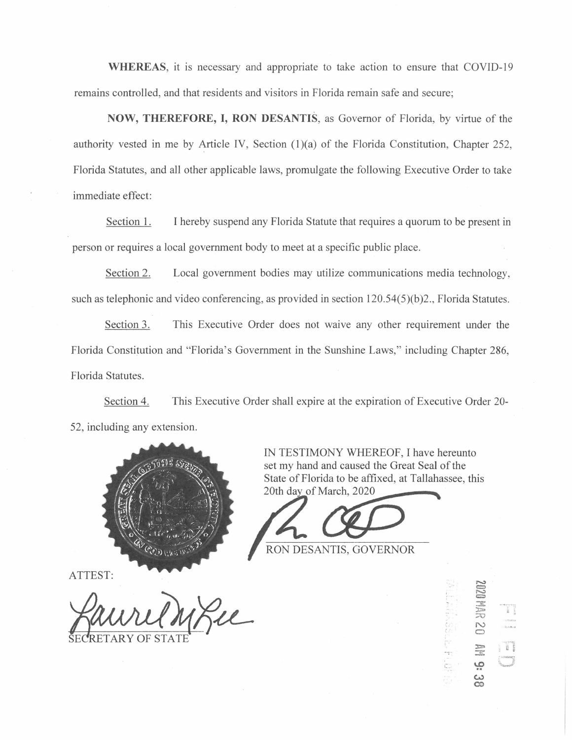**WHEREAS**, it is necessary and appropriate to take action to ensure that COVID-19 remains controlled, and that residents and visitors in Florida remain safe and secure;

**NOW, THEREFORE, I, RON DESANTIS**, as Governor of Florida, by virtue of the authority vested in me by Article IV, Section (1)(a) of the Florida Constitution, Chapter 252, Florida Statutes, and all other applicable laws, promulgate the following Executive Order to take immediate effect:

Section 1. I hereby suspend any Florida Statute that requires a quorum to be present in person or requires a local government body to meet at a specific public place.

Section 2. Local government bodies may utilize communications media technology, such as telephonic and video conferencing, as provided in section 120.54(5)(b)2., Florida Statutes.

Section 3. This Executive Order does not waive any other requirement under the Florida Constitution and "Florida's Government in the Sunshine Laws," including Chapter 286, Florida Statutes.

Section 4. This Executive Order shall expire at the expiration of Executive Order 20-52, including any extension.

IN TESTIMONY WHEREOF, I have hereunto set my hand and caused the Great Seal of the State of Florida to be affixed, at Tallahassee, this 20th day of March, 2020

RON DESANTIS, GOVERNOR

ATTEST:

SECRETARY OF STATE

FILED 2020 MAR 20 AM 9:38